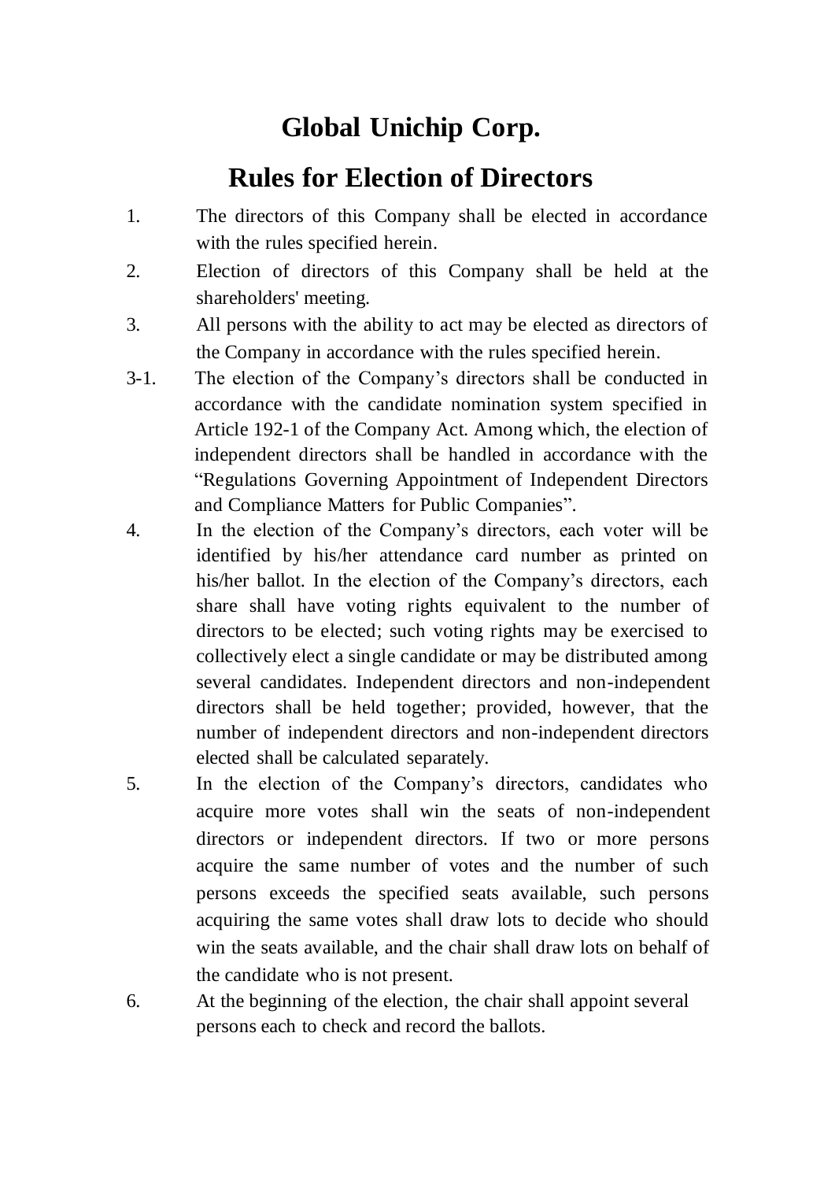# Global Unichip Corp.

## Rules for Election of Directors

1. The directors of this Company shall be elected in accordance with the rules specified herein.
2. Election of directors of this Company shall be held at the shareholders' meeting.
3. All persons with the ability to act may be elected as directors of the Company in accordance with the rules specified herein.

3-1. The election of the Company's directors shall be conducted in accordance with the candidate nomination system specified in Article 192-1 of the Company Act. Among which, the election of independent directors shall be handled in accordance with the "Regulations Governing Appointment of Independent Directors and Compliance Matters for Public Companies".

4. In the election of the Company's directors, each voter will be identified by his/her attendance card number as printed on his/her ballot. In the election of the Company's directors, each share shall have voting rights equivalent to the number of directors to be elected; such voting rights may be exercised to collectively elect a single candidate or may be distributed among several candidates. Independent directors and non-independent directors shall be held together; provided, however, that the number of independent directors and non-independent directors elected shall be calculated separately.
5. In the election of the Company's directors, candidates who acquire more votes shall win the seats of non-independent directors or independent directors. If two or more persons acquire the same number of votes and the number of such persons exceeds the specified seats available, such persons acquiring the same votes shall draw lots to decide who should win the seats available, and the chair shall draw lots on behalf of the candidate who is not present.
6. At the beginning of the election, the chair shall appoint several persons each to check and record the ballots.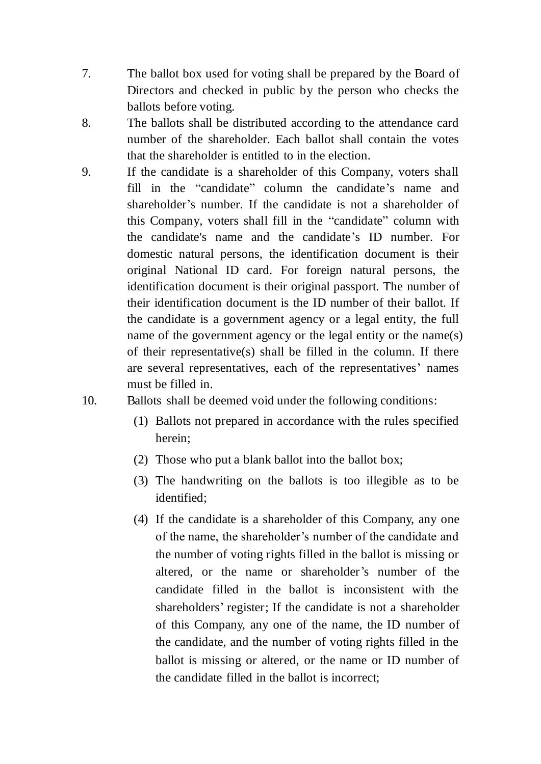7. The ballot box used for voting shall be prepared by the Board of Directors and checked in public by the person who checks the ballots before voting.
8. The ballots shall be distributed according to the attendance card number of the shareholder. Each ballot shall contain the votes that the shareholder is entitled to in the election.
9. If the candidate is a shareholder of this Company, voters shall fill in the "candidate" column the candidate's name and shareholder's number. If the candidate is not a shareholder of this Company, voters shall fill in the "candidate" column with the candidate's name and the candidate's ID number. For domestic natural persons, the identification document is their original National ID card. For foreign natural persons, the identification document is their original passport. The number of their identification document is the ID number of their ballot. If the candidate is a government agency or a legal entity, the full name of the government agency or the legal entity or the name(s) of their representative(s) shall be filled in the column. If there are several representatives, each of the representatives' names must be filled in.
10. Ballots shall be deemed void under the following conditions:
    (1) Ballots not prepared in accordance with the rules specified herein;
    (2) Those who put a blank ballot into the ballot box;
    (3) The handwriting on the ballots is too illegible as to be identified;
    (4) If the candidate is a shareholder of this Company, any one of the name, the shareholder's number of the candidate and the number of voting rights filled in the ballot is missing or altered, or the name or shareholder's number of the candidate filled in the ballot is inconsistent with the shareholders' register; If the candidate is not a shareholder of this Company, any one of the name, the ID number of the candidate, and the number of voting rights filled in the ballot is missing or altered, or the name or ID number of the candidate filled in the ballot is incorrect;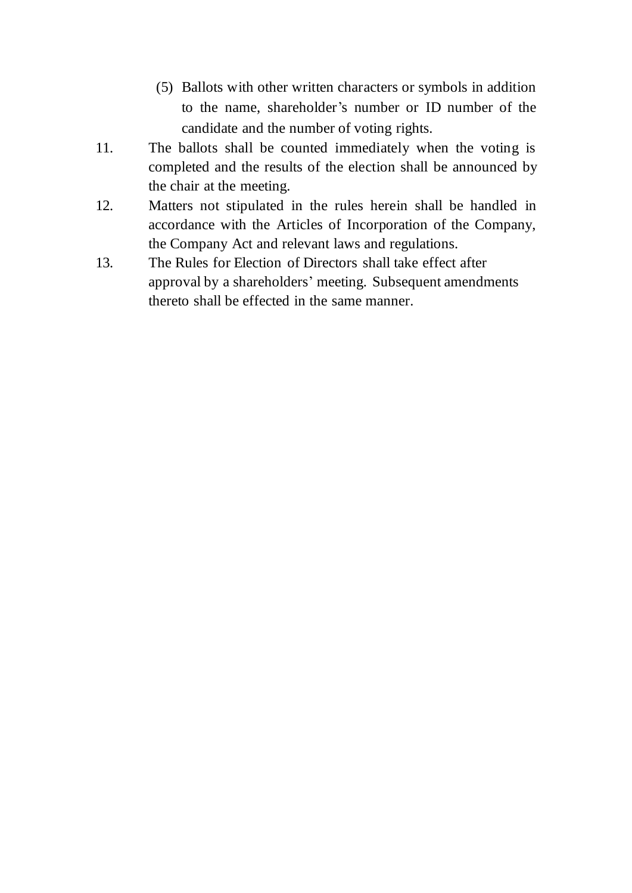(5) Ballots with other written characters or symbols in addition to the name, shareholder's number or ID number of the candidate and the number of voting rights.

11. The ballots shall be counted immediately when the voting is completed and the results of the election shall be announced by the chair at the meeting.
12. Matters not stipulated in the rules herein shall be handled in accordance with the Articles of Incorporation of the Company, the Company Act and relevant laws and regulations.
13. The Rules for Election of Directors shall take effect after approval by a shareholders' meeting. Subsequent amendments thereto shall be effected in the same manner.